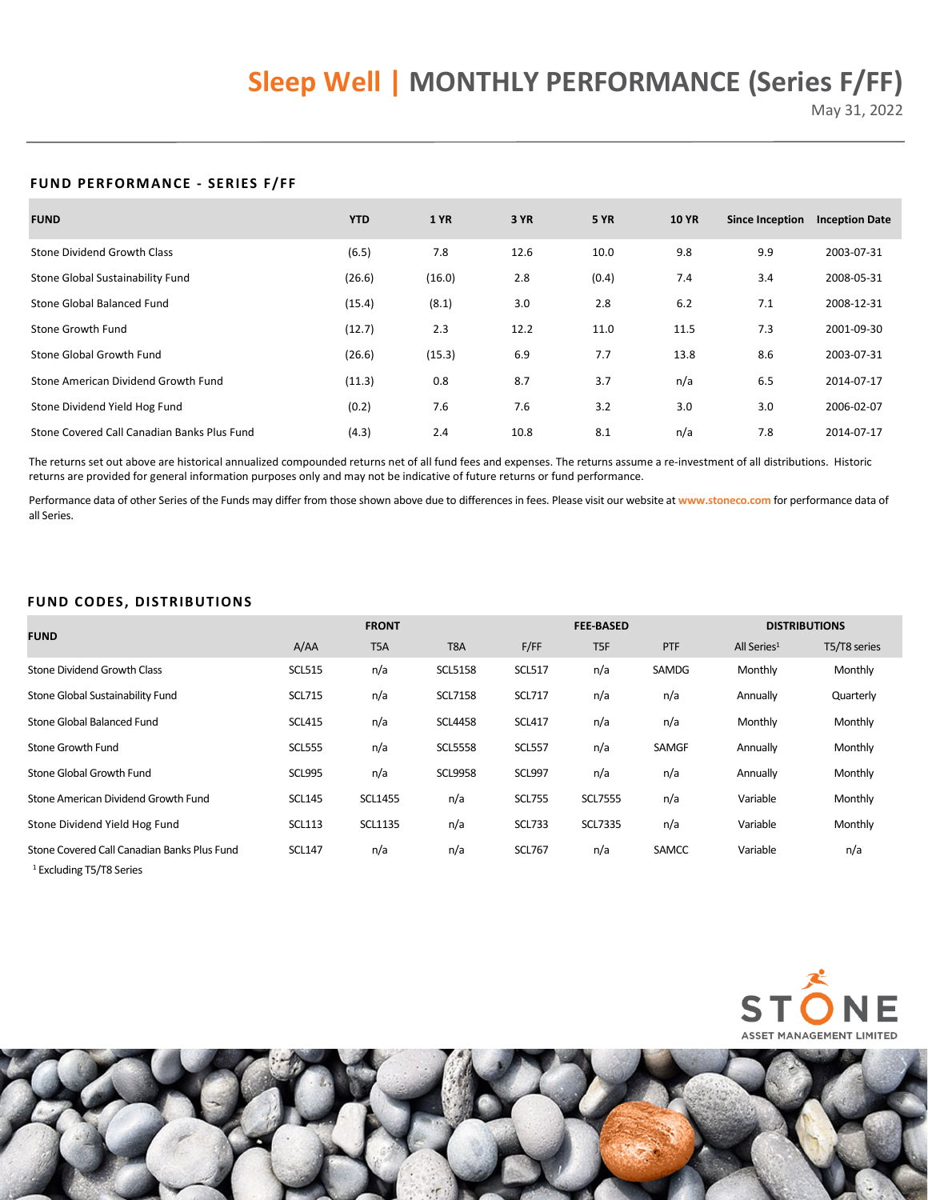# Sleep Well | MONTHLY PERFORMANCE (Series F/FF)

May 31, 2022

## FUND PERFORMANCE - SERIES F/FF

| FUND | YTD | 1 YR | 3 YR | 5 YR | 10 YR | Since Inception | Inception Date |
|---|---|---|---|---|---|---|---|
| Stone Dividend Growth Class | (6.5) | 7.8 | 12.6 | 10.0 | 9.8 | 9.9 | 2003-07-31 |
| Stone Global Sustainability Fund | (26.6) | (16.0) | 2.8 | (0.4) | 7.4 | 3.4 | 2008-05-31 |
| Stone Global Balanced Fund | (15.4) | (8.1) | 3.0 | 2.8 | 6.2 | 7.1 | 2008-12-31 |
| Stone Growth Fund | (12.7) | 2.3 | 12.2 | 11.0 | 11.5 | 7.3 | 2001-09-30 |
| Stone Global Growth Fund | (26.6) | (15.3) | 6.9 | 7.7 | 13.8 | 8.6 | 2003-07-31 |
| Stone American Dividend Growth Fund | (11.3) | 0.8 | 8.7 | 3.7 | n/a | 6.5 | 2014-07-17 |
| Stone Dividend Yield Hog Fund | (0.2) | 7.6 | 7.6 | 3.2 | 3.0 | 3.0 | 2006-02-07 |
| Stone Covered Call Canadian Banks Plus Fund | (4.3) | 2.4 | 10.8 | 8.1 | n/a | 7.8 | 2014-07-17 |

The returns set out above are historical annualized compounded returns net of all fund fees and expenses. The returns assume a re-investment of all distributions. Historic returns are provided for general information purposes only and may not be indicative of future returns or fund performance.

Performance data of other Series of the Funds may differ from those shown above due to differences in fees. Please visit our website at www.stoneco.com for performance data of all Series.

## FUND CODES, DISTRIBUTIONS

| FUND | FRONT | | | FEE-BASED | | | DISTRIBUTIONS | |
|---|---|---|---|---|---|---|---|---|
| | A/AA | T5A | T8A | F/FF | T5F | PTF | All Series[1] | T5/T8 series |
| Stone Dividend Growth Class | SCL515 | n/a | SCL5158 | SCL517 | n/a | SAMDG | Monthly | Monthly |
| Stone Global Sustainability Fund | SCL715 | n/a | SCL7158 | SCL717 | n/a | n/a | Annually | Quarterly |
| Stone Global Balanced Fund | SCL415 | n/a | SCL4458 | SCL417 | n/a | n/a | Monthly | Monthly |
| Stone Growth Fund | SCL555 | n/a | SCL5558 | SCL557 | n/a | SAMGF | Annually | Monthly |
| Stone Global Growth Fund | SCL995 | n/a | SCL9958 | SCL997 | n/a | n/a | Annually | Monthly |
| Stone American Dividend Growth Fund | SCL145 | SCL1455 | n/a | SCL755 | SCL7555 | n/a | Variable | Monthly |
| Stone Dividend Yield Hog Fund | SCL113 | SCL1135 | n/a | SCL733 | SCL7335 | n/a | Variable | Monthly |
| Stone Covered Call Canadian Banks Plus Fund | SCL147 | n/a | n/a | SCL767 | n/a | SAMCC | Variable | n/a |

[1] Excluding T5/T8 Series

STONE ASSET MANAGEMENT LIMITED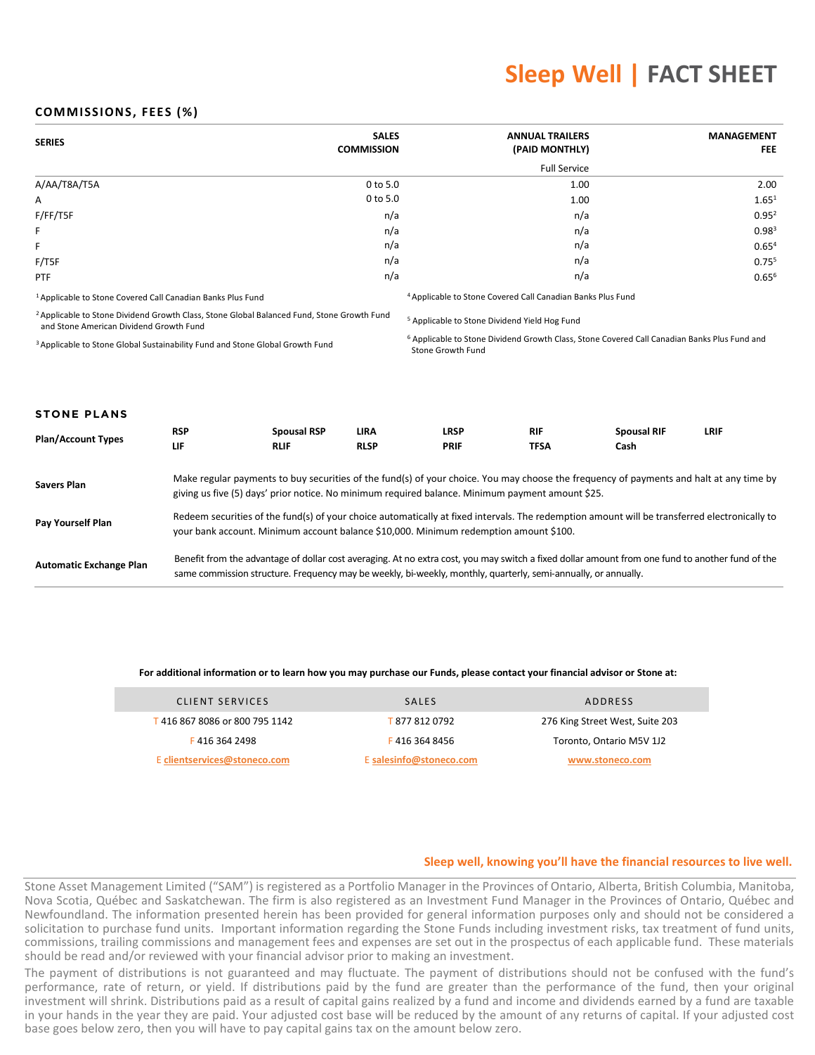# Sleep Well | FACT SHEET

## COMMISSIONS, FEES (%)

| SERIES | SALES COMMISSION | ANNUAL TRAILERS (PAID MONTHLY) | MANAGEMENT FEE |
|---|---|---|---|
| | | Full Service | |
| A/AA/T8A/T5A | 0 to 5.0 | 1.00 | 2.00 |
| A | 0 to 5.0 | 1.00 | 1.65[1] |
| F/FF/T5F | n/a | n/a | 0.95[2] |
| F | n/a | n/a | 0.98[3] |
| F | n/a | n/a | 0.65[4] |
| F/T5F | n/a | n/a | 0.75[5] |
| PTF | n/a | n/a | 0.65[6] |

[1] Applicable to Stone Covered Call Canadian Banks Plus Fund

[2] Applicable to Stone Dividend Growth Class, Stone Global Balanced Fund, Stone Growth Fund and Stone American Dividend Growth Fund

[3] Applicable to Stone Global Sustainability Fund and Stone Global Growth Fund

[4] Applicable to Stone Covered Call Canadian Banks Plus Fund

[5] Applicable to Stone Dividend Yield Hog Fund

[6] Applicable to Stone Dividend Growth Class, Stone Covered Call Canadian Banks Plus Fund and Stone Growth Fund

## STONE PLANS

| | | | | | | | |
|---|---|---|---|---|---|---|---|
| **Plan/Account Types** | **RSP** | **Spousal RSP** | **LIRA** | **LRSP** | **RIF** | **Spousal RIF** | **LRIF** |
| | **LIF** | **RLIF** | **RLSP** | **PRIF** | **TFSA** | **Cash** | |

| | |
|---|---|
| **Savers Plan** | Make regular payments to buy securities of the fund(s) of your choice. You may choose the frequency of payments and halt at any time by giving us five (5) days' prior notice. No minimum required balance. Minimum payment amount $25. |
| **Pay Yourself Plan** | Redeem securities of the fund(s) of your choice automatically at fixed intervals. The redemption amount will be transferred electronically to your bank account. Minimum account balance $10,000. Minimum redemption amount $100. |
| **Automatic Exchange Plan** | Benefit from the advantage of dollar cost averaging. At no extra cost, you may switch a fixed dollar amount from one fund to another fund of the same commission structure. Frequency may be weekly, bi-weekly, monthly, quarterly, semi-annually, or annually. |

**For additional information or to learn how you may purchase our Funds, please contact your financial advisor or Stone at:**

| CLIENT SERVICES | SALES | ADDRESS |
|---|---|---|
| T 416 867 8086 or 800 795 1142 | T 877 812 0792 | 276 King Street West, Suite 203 |
| F 416 364 2498 | F 416 364 8456 | Toronto, Ontario M5V 1J2 |
| E clientservices@stoneco.com | E salesinfo@stoneco.com | www.stoneco.com |

**Sleep well, knowing you'll have the financial resources to live well.**

Stone Asset Management Limited ("SAM") is registered as a Portfolio Manager in the Provinces of Ontario, Alberta, British Columbia, Manitoba, Nova Scotia, Québec and Saskatchewan. The firm is also registered as an Investment Fund Manager in the Provinces of Ontario, Québec and Newfoundland. The information presented herein has been provided for general information purposes only and should not be considered a solicitation to purchase fund units. Important information regarding the Stone Funds including investment risks, tax treatment of fund units, commissions, trailing commissions and management fees and expenses are set out in the prospectus of each applicable fund. These materials should be read and/or reviewed with your financial advisor prior to making an investment.

The payment of distributions is not guaranteed and may fluctuate. The payment of distributions should not be confused with the fund's performance, rate of return, or yield. If distributions paid by the fund are greater than the performance of the fund, then your original investment will shrink. Distributions paid as a result of capital gains realized by a fund and income and dividends earned by a fund are taxable in your hands in the year they are paid. Your adjusted cost base will be reduced by the amount of any returns of capital. If your adjusted cost base goes below zero, then you will have to pay capital gains tax on the amount below zero.